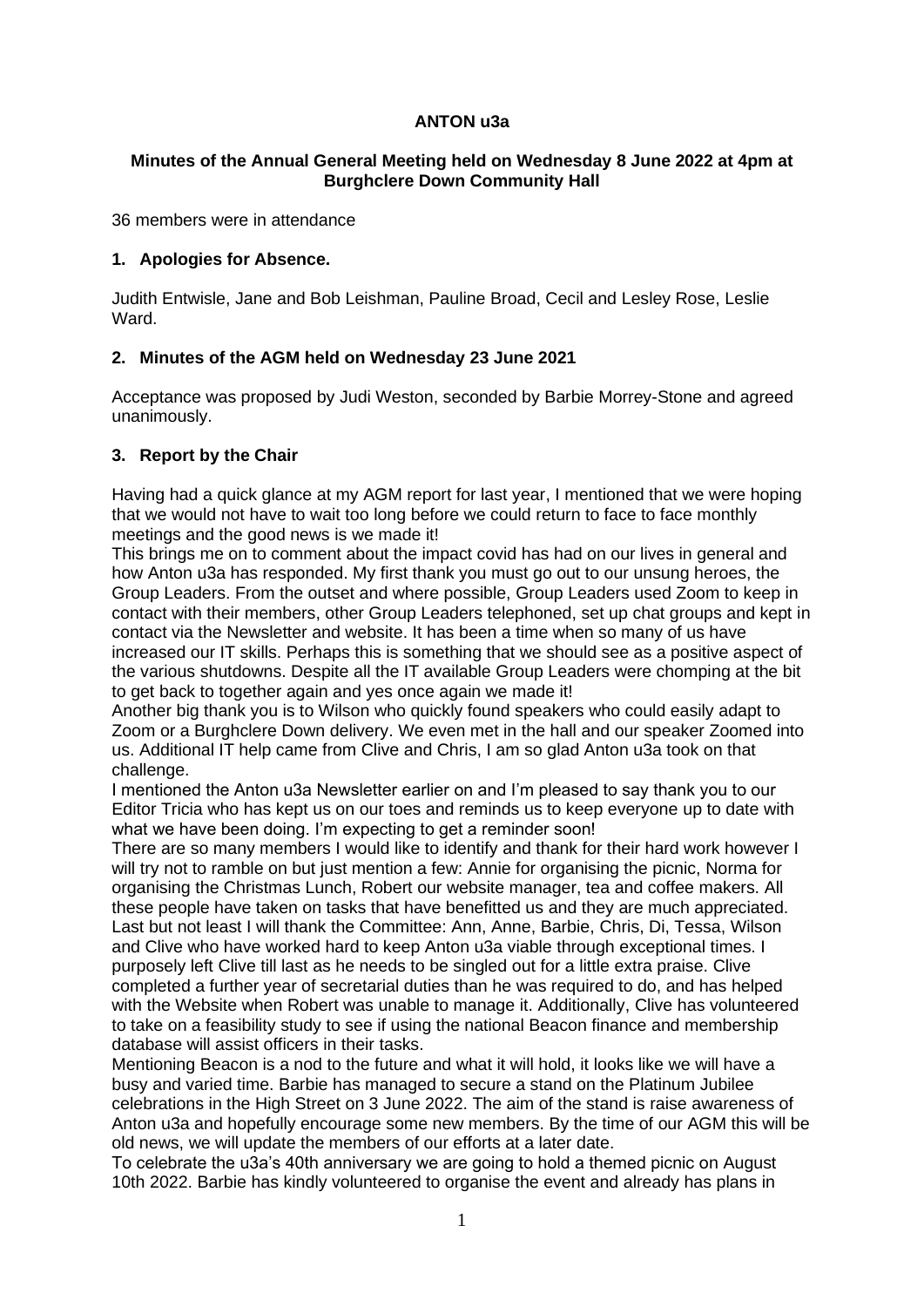**ANTON u3a**

**Minutes of the Annual General Meeting held on Wednesday 8 June 2022 at 4pm at Burghclere Down Community Hall**

36 members were in attendance

## 1. Apologies for Absence.

Judith Entwisle, Jane and Bob Leishman, Pauline Broad, Cecil and Lesley Rose, Leslie Ward.

## 2. Minutes of the AGM held on Wednesday 23 June 2021

Acceptance was proposed by Judi Weston, seconded by Barbie Morrey-Stone and agreed unanimously.

## 3. Report by the Chair

Having had a quick glance at my AGM report for last year, I mentioned that we were hoping that we would not have to wait too long before we could return to face to face monthly meetings and the good news is we made it!

This brings me on to comment about the impact covid has had on our lives in general and how Anton u3a has responded. My first thank you must go out to our unsung heroes, the Group Leaders. From the outset and where possible, Group Leaders used Zoom to keep in contact with their members, other Group Leaders telephoned, set up chat groups and kept in contact via the Newsletter and website. It has been a time when so many of us have increased our IT skills. Perhaps this is something that we should see as a positive aspect of the various shutdowns. Despite all the IT available Group Leaders were chomping at the bit to get back to together again and yes once again we made it!

Another big thank you is to Wilson who quickly found speakers who could easily adapt to Zoom or a Burghclere Down delivery. We even met in the hall and our speaker Zoomed into us. Additional IT help came from Clive and Chris, I am so glad Anton u3a took on that challenge.

I mentioned the Anton u3a Newsletter earlier on and I'm pleased to say thank you to our Editor Tricia who has kept us on our toes and reminds us to keep everyone up to date with what we have been doing. I'm expecting to get a reminder soon!

There are so many members I would like to identify and thank for their hard work however I will try not to ramble on but just mention a few: Annie for organising the picnic, Norma for organising the Christmas Lunch, Robert our website manager, tea and coffee makers. All these people have taken on tasks that have benefitted us and they are much appreciated. Last but not least I will thank the Committee: Ann, Anne, Barbie, Chris, Di, Tessa, Wilson and Clive who have worked hard to keep Anton u3a viable through exceptional times. I purposely left Clive till last as he needs to be singled out for a little extra praise. Clive completed a further year of secretarial duties than he was required to do, and has helped with the Website when Robert was unable to manage it. Additionally, Clive has volunteered to take on a feasibility study to see if using the national Beacon finance and membership database will assist officers in their tasks.

Mentioning Beacon is a nod to the future and what it will hold, it looks like we will have a busy and varied time. Barbie has managed to secure a stand on the Platinum Jubilee celebrations in the High Street on 3 June 2022. The aim of the stand is raise awareness of Anton u3a and hopefully encourage some new members. By the time of our AGM this will be old news, we will update the members of our efforts at a later date.

To celebrate the u3a's 40th anniversary we are going to hold a themed picnic on August 10th 2022. Barbie has kindly volunteered to organise the event and already has plans in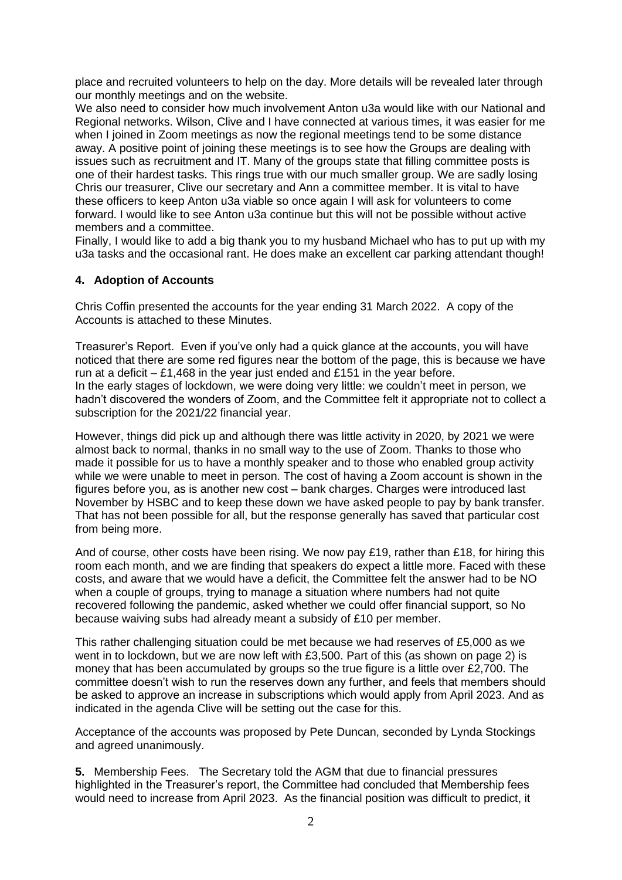place and recruited volunteers to help on the day. More details will be revealed later through our monthly meetings and on the website.

We also need to consider how much involvement Anton u3a would like with our National and Regional networks. Wilson, Clive and I have connected at various times, it was easier for me when I joined in Zoom meetings as now the regional meetings tend to be some distance away. A positive point of joining these meetings is to see how the Groups are dealing with issues such as recruitment and IT. Many of the groups state that filling committee posts is one of their hardest tasks. This rings true with our much smaller group. We are sadly losing Chris our treasurer, Clive our secretary and Ann a committee member. It is vital to have these officers to keep Anton u3a viable so once again I will ask for volunteers to come forward. I would like to see Anton u3a continue but this will not be possible without active members and a committee.

Finally, I would like to add a big thank you to my husband Michael who has to put up with my u3a tasks and the occasional rant. He does make an excellent car parking attendant though!

## 4. Adoption of Accounts

Chris Coffin presented the accounts for the year ending 31 March 2022. A copy of the Accounts is attached to these Minutes.

Treasurer's Report. Even if you've only had a quick glance at the accounts, you will have noticed that there are some red figures near the bottom of the page, this is because we have run at a deficit – £1,468 in the year just ended and £151 in the year before.

In the early stages of lockdown, we were doing very little: we couldn't meet in person, we hadn't discovered the wonders of Zoom, and the Committee felt it appropriate not to collect a subscription for the 2021/22 financial year.

However, things did pick up and although there was little activity in 2020, by 2021 we were almost back to normal, thanks in no small way to the use of Zoom. Thanks to those who made it possible for us to have a monthly speaker and to those who enabled group activity while we were unable to meet in person. The cost of having a Zoom account is shown in the figures before you, as is another new cost – bank charges. Charges were introduced last November by HSBC and to keep these down we have asked people to pay by bank transfer. That has not been possible for all, but the response generally has saved that particular cost from being more.

And of course, other costs have been rising. We now pay £19, rather than £18, for hiring this room each month, and we are finding that speakers do expect a little more. Faced with these costs, and aware that we would have a deficit, the Committee felt the answer had to be NO when a couple of groups, trying to manage a situation where numbers had not quite recovered following the pandemic, asked whether we could offer financial support, so No because waiving subs had already meant a subsidy of £10 per member.

This rather challenging situation could be met because we had reserves of £5,000 as we went in to lockdown, but we are now left with £3,500. Part of this (as shown on page 2) is money that has been accumulated by groups so the true figure is a little over £2,700. The committee doesn't wish to run the reserves down any further, and feels that members should be asked to approve an increase in subscriptions which would apply from April 2023. And as indicated in the agenda Clive will be setting out the case for this.

Acceptance of the accounts was proposed by Pete Duncan, seconded by Lynda Stockings and agreed unanimously.

**5.** Membership Fees. The Secretary told the AGM that due to financial pressures highlighted in the Treasurer's report, the Committee had concluded that Membership fees would need to increase from April 2023. As the financial position was difficult to predict, it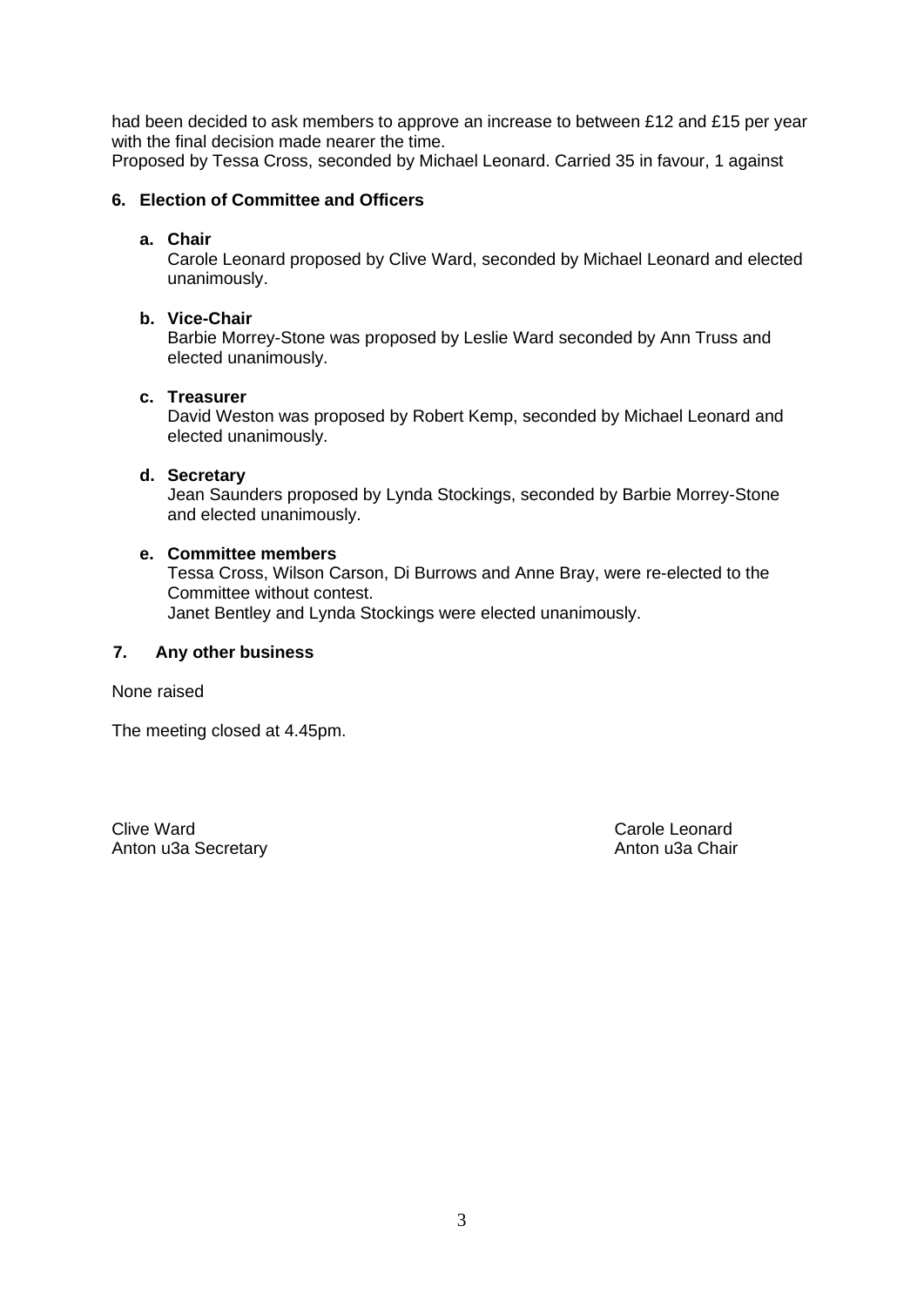had been decided to ask members to approve an increase to between £12 and £15 per year with the final decision made nearer the time.
Proposed by Tessa Cross, seconded by Michael Leonard. Carried 35 in favour, 1 against

## 6. Election of Committee and Officers

**a. Chair**
Carole Leonard proposed by Clive Ward, seconded by Michael Leonard and elected unanimously.

**b. Vice-Chair**
Barbie Morrey-Stone was proposed by Leslie Ward seconded by Ann Truss and elected unanimously.

**c. Treasurer**
David Weston was proposed by Robert Kemp, seconded by Michael Leonard and elected unanimously.

**d. Secretary**
Jean Saunders proposed by Lynda Stockings, seconded by Barbie Morrey-Stone and elected unanimously.

**e. Committee members**
Tessa Cross, Wilson Carson, Di Burrows and Anne Bray, were re-elected to the Committee without contest.
Janet Bentley and Lynda Stockings were elected unanimously.

## 7. Any other business

None raised

The meeting closed at 4.45pm.

Clive Ward
Anton u3a Secretary

Carole Leonard
Anton u3a Chair